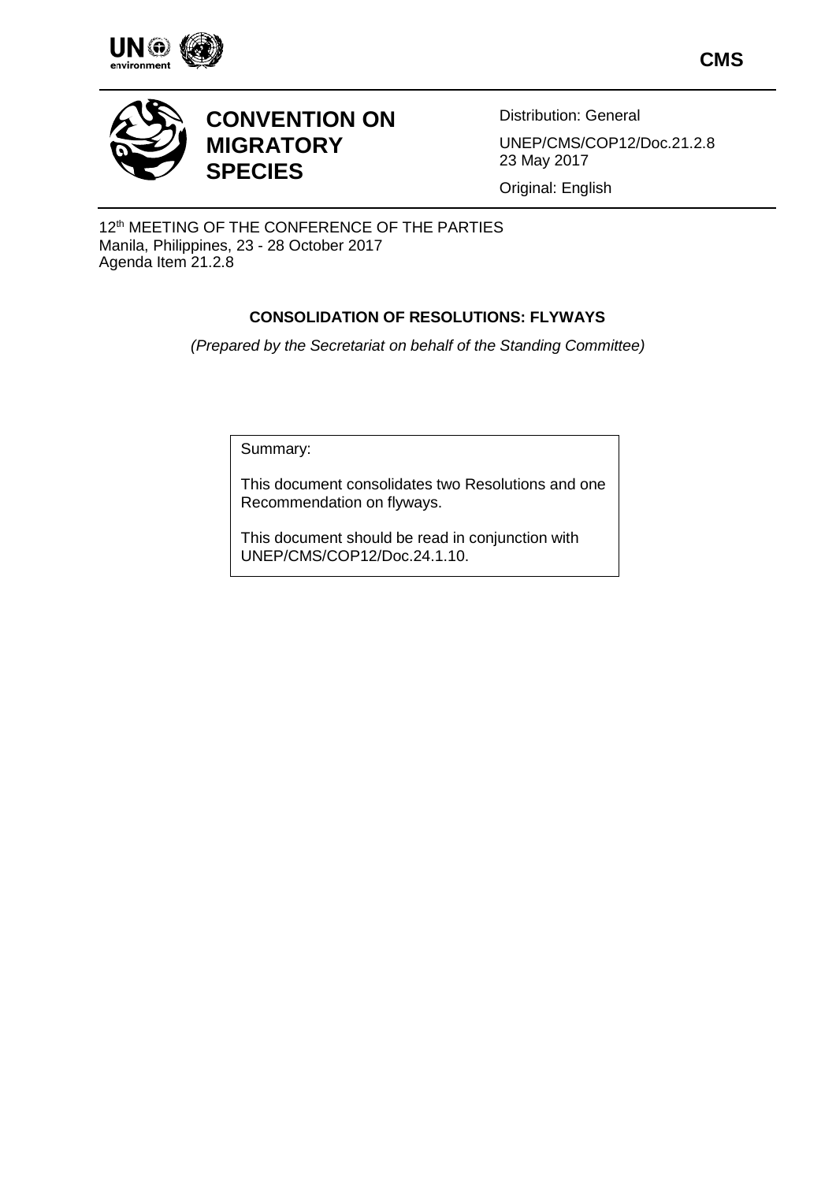CMS

# CONVENTION ON MIGRATORY SPECIES

Distribution: General

UNEP/CMS/COP12/Doc.21.2.8
23 May 2017

Original: English

12th MEETING OF THE CONFERENCE OF THE PARTIES
Manila, Philippines, 23 - 28 October 2017
Agenda Item 21.2.8

## CONSOLIDATION OF RESOLUTIONS: FLYWAYS

*(Prepared by the Secretariat on behalf of the Standing Committee)*

Summary:

This document consolidates two Resolutions and one Recommendation on flyways.

This document should be read in conjunction with UNEP/CMS/COP12/Doc.24.1.10.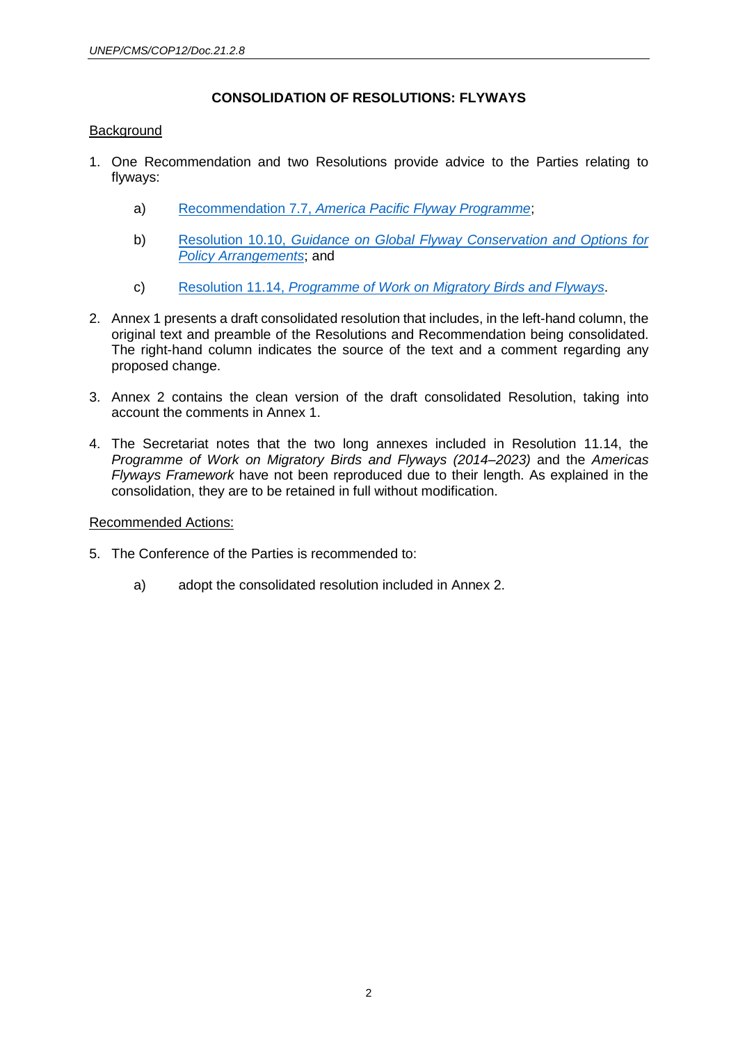## CONSOLIDATION OF RESOLUTIONS: FLYWAYS

Background

1. One Recommendation and two Resolutions provide advice to the Parties relating to flyways:

   a) Recommendation 7.7, *America Pacific Flyway Programme*;

   b) Resolution 10.10, *Guidance on Global Flyway Conservation and Options for Policy Arrangements*; and

   c) Resolution 11.14, *Programme of Work on Migratory Birds and Flyways*.

2. Annex 1 presents a draft consolidated resolution that includes, in the left-hand column, the original text and preamble of the Resolutions and Recommendation being consolidated. The right-hand column indicates the source of the text and a comment regarding any proposed change.

3. Annex 2 contains the clean version of the draft consolidated Resolution, taking into account the comments in Annex 1.

4. The Secretariat notes that the two long annexes included in Resolution 11.14, the *Programme of Work on Migratory Birds and Flyways (2014–2023)* and the *Americas Flyways Framework* have not been reproduced due to their length. As explained in the consolidation, they are to be retained in full without modification.

Recommended Actions:

5. The Conference of the Parties is recommended to:

   a) adopt the consolidated resolution included in Annex 2.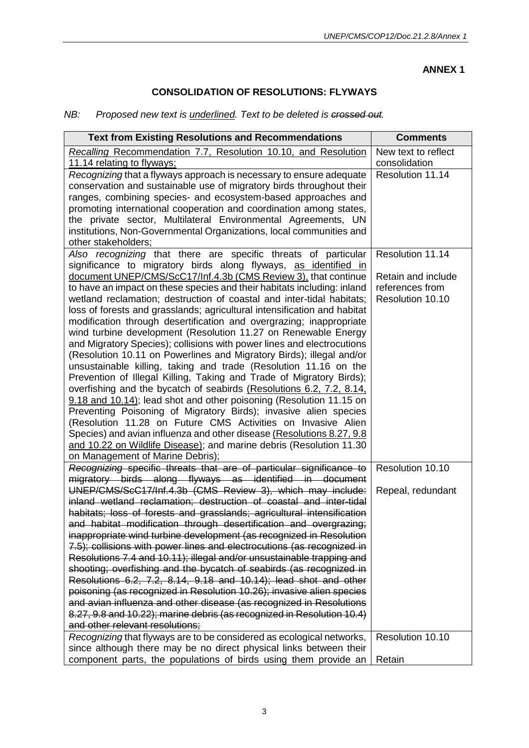**ANNEX 1**

**CONSOLIDATION OF RESOLUTIONS: FLYWAYS**

*NB: Proposed new text is <u>underlined</u>. Text to be deleted is ~~crossed out~~.*

| Text from Existing Resolutions and Recommendations | Comments |
|---|---|
| <u>*Recalling* Recommendation 7.7, Resolution 10.10, and Resolution 11.14 relating to flyways;</u> | New text to reflect consolidation |
| *Recognizing* that a flyways approach is necessary to ensure adequate conservation and sustainable use of migratory birds throughout their ranges, combining species- and ecosystem-based approaches and promoting international cooperation and coordination among states, the private sector, Multilateral Environmental Agreements, UN institutions, Non-Governmental Organizations, local communities and other stakeholders; | Resolution 11.14 |
| *Also recognizing* that there are specific threats of particular significance to migratory birds along flyways, <u>as identified in document UNEP/CMS/ScC17/Inf.4.3b (CMS Review 3),</u> that continue to have an impact on these species and their habitats including: inland wetland reclamation; destruction of coastal and inter-tidal habitats; loss of forests and grasslands; agricultural intensification and habitat modification through desertification and overgrazing; inappropriate wind turbine development (Resolution 11.27 on Renewable Energy and Migratory Species); collisions with power lines and electrocutions (Resolution 10.11 on Powerlines and Migratory Birds); illegal and/or unsustainable killing, taking and trade (Resolution 11.16 on the Prevention of Illegal Killing, Taking and Trade of Migratory Birds); overfishing and the bycatch of seabirds <u>(Resolutions 6.2, 7.2, 8.14, 9.18 and 10.14)</u>; lead shot and other poisoning (Resolution 11.15 on Preventing Poisoning of Migratory Birds); invasive alien species (Resolution 11.28 on Future CMS Activities on Invasive Alien Species) and avian influenza and other disease <u>(Resolutions 8.27, 9.8 and 10.22 on Wildlife Disease)</u>; and marine debris (Resolution 11.30 on Management of Marine Debris); | Resolution 11.14<br><br>Retain and include references from Resolution 10.10 |
| ~~*Recognizing* specific threats that are of particular significance to migratory birds along flyways as identified in document UNEP/CMS/ScC17/Inf.4.3b (CMS Review 3), which may include: inland wetland reclamation; destruction of coastal and inter-tidal habitats; loss of forests and grasslands; agricultural intensification and habitat modification through desertification and overgrazing; inappropriate wind turbine development (as recognized in Resolution 7.5); collisions with power lines and electrocutions (as recognized in Resolutions 7.4 and 10.11); illegal and/or unsustainable trapping and shooting; overfishing and the bycatch of seabirds (as recognized in Resolutions 6.2, 7.2, 8.14, 9.18 and 10.14); lead shot and other poisoning (as recognized in Resolution 10.26); invasive alien species and avian influenza and other disease (as recognized in Resolutions 8.27, 9.8 and 10.22); marine debris (as recognized in Resolution 10.4) and other relevant resolutions;~~ | Resolution 10.10<br><br>Repeal, redundant |
| *Recognizing* that flyways are to be considered as ecological networks, since although there may be no direct physical links between their component parts, the populations of birds using them provide an | Resolution 10.10<br><br>Retain |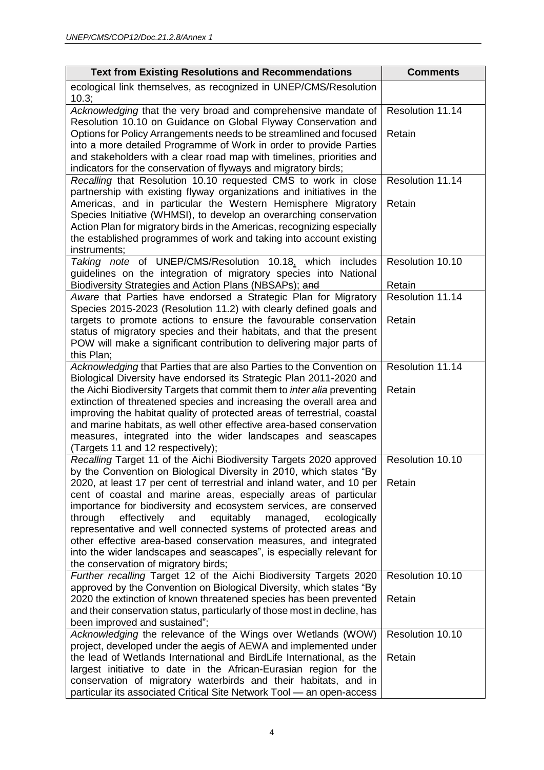| Text from Existing Resolutions and Recommendations | Comments |
|---|---|
| ecological link themselves, as recognized in ~~UNEP/CMS/~~Resolution 10.3; | |
| *Acknowledging* that the very broad and comprehensive mandate of Resolution 10.10 on Guidance on Global Flyway Conservation and Options for Policy Arrangements needs to be streamlined and focused into a more detailed Programme of Work in order to provide Parties and stakeholders with a clear road map with timelines, priorities and indicators for the conservation of flyways and migratory birds; | Resolution 11.14<br><br>Retain |
| *Recalling* that Resolution 10.10 requested CMS to work in close partnership with existing flyway organizations and initiatives in the Americas, and in particular the Western Hemisphere Migratory Species Initiative (WHMSI), to develop an overarching conservation Action Plan for migratory birds in the Americas, recognizing especially the established programmes of work and taking into account existing instruments; | Resolution 11.14<br><br>Retain |
| *Taking note* of ~~UNEP/CMS/~~Resolution 10.18, which includes guidelines on the integration of migratory species into National Biodiversity Strategies and Action Plans (NBSAPs); ~~and~~ | Resolution 10.10<br><br>Retain |
| *Aware* that Parties have endorsed a Strategic Plan for Migratory Species 2015-2023 (Resolution 11.2) with clearly defined goals and targets to promote actions to ensure the favourable conservation status of migratory species and their habitats, and that the present POW will make a significant contribution to delivering major parts of this Plan; | Resolution 11.14<br><br>Retain |
| *Acknowledging* that Parties that are also Parties to the Convention on Biological Diversity have endorsed its Strategic Plan 2011-2020 and the Aichi Biodiversity Targets that commit them to *inter alia* preventing extinction of threatened species and increasing the overall area and improving the habitat quality of protected areas of terrestrial, coastal and marine habitats, as well other effective area-based conservation measures, integrated into the wider landscapes and seascapes (Targets 11 and 12 respectively); | Resolution 11.14<br><br>Retain |
| *Recalling* Target 11 of the Aichi Biodiversity Targets 2020 approved by the Convention on Biological Diversity in 2010, which states "By 2020, at least 17 per cent of terrestrial and inland water, and 10 per cent of coastal and marine areas, especially areas of particular importance for biodiversity and ecosystem services, are conserved through effectively and equitably managed, ecologically representative and well connected systems of protected areas and other effective area-based conservation measures, and integrated into the wider landscapes and seascapes", is especially relevant for the conservation of migratory birds; | Resolution 10.10<br><br>Retain |
| *Further recalling* Target 12 of the Aichi Biodiversity Targets 2020 approved by the Convention on Biological Diversity, which states "By 2020 the extinction of known threatened species has been prevented and their conservation status, particularly of those most in decline, has been improved and sustained"; | Resolution 10.10<br><br>Retain |
| *Acknowledging* the relevance of the Wings over Wetlands (WOW) project, developed under the aegis of AEWA and implemented under the lead of Wetlands International and BirdLife International, as the largest initiative to date in the African-Eurasian region for the conservation of migratory waterbirds and their habitats, and in particular its associated Critical Site Network Tool — an open-access | Resolution 10.10<br><br>Retain |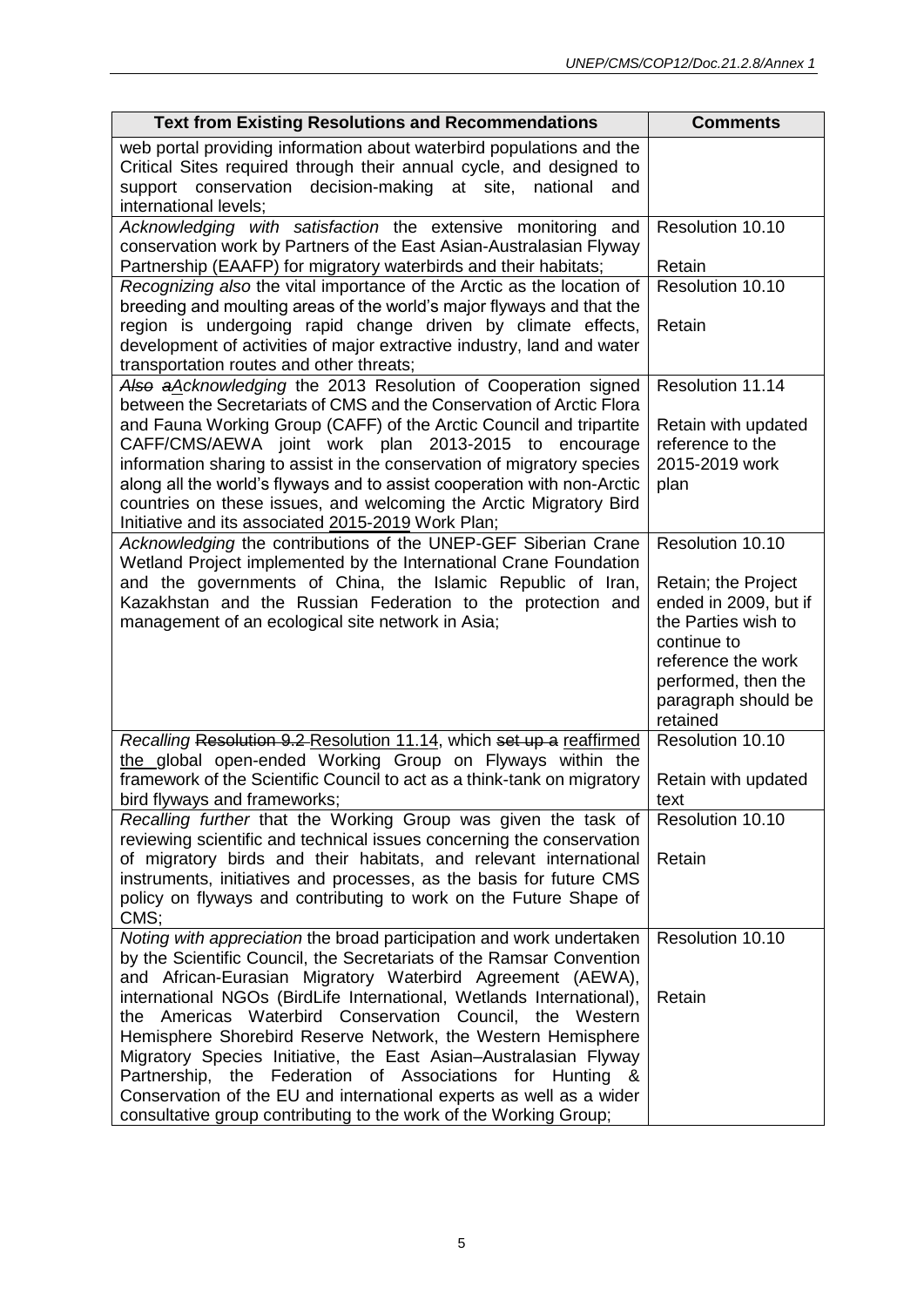| Text from Existing Resolutions and Recommendations | Comments |
|---|---|
| web portal providing information about waterbird populations and the Critical Sites required through their annual cycle, and designed to support conservation decision-making at site, national and international levels; | |
| *Acknowledging with satisfaction* the extensive monitoring and conservation work by Partners of the East Asian-Australasian Flyway Partnership (EAAFP) for migratory waterbirds and their habitats; | Resolution 10.10<br><br>Retain |
| *Recognizing also* the vital importance of the Arctic as the location of breeding and moulting areas of the world's major flyways and that the region is undergoing rapid change driven by climate effects, development of activities of major extractive industry, land and water transportation routes and other threats; | Resolution 10.10<br><br>Retain |
| ~~*Also a*~~*Acknowledging* the 2013 Resolution of Cooperation signed between the Secretariats of CMS and the Conservation of Arctic Flora and Fauna Working Group (CAFF) of the Arctic Council and tripartite CAFF/CMS/AEWA joint work plan 2013-2015 to encourage information sharing to assist in the conservation of migratory species along all the world's flyways and to assist cooperation with non-Arctic countries on these issues, and welcoming the Arctic Migratory Bird Initiative and its associated 2015-2019 Work Plan; | Resolution 11.14<br><br>Retain with updated reference to the 2015-2019 work plan |
| *Acknowledging* the contributions of the UNEP-GEF Siberian Crane Wetland Project implemented by the International Crane Foundation and the governments of China, the Islamic Republic of Iran, Kazakhstan and the Russian Federation to the protection and management of an ecological site network in Asia; | Resolution 10.10<br><br>Retain; the Project ended in 2009, but if the Parties wish to continue to reference the work performed, then the paragraph should be retained |
| *Recalling* ~~Resolution 9.2~~ Resolution 11.14, which ~~set up a~~ reaffirmed the global open-ended Working Group on Flyways within the framework of the Scientific Council to act as a think-tank on migratory bird flyways and frameworks; | Resolution 10.10<br><br>Retain with updated text |
| *Recalling further* that the Working Group was given the task of reviewing scientific and technical issues concerning the conservation of migratory birds and their habitats, and relevant international instruments, initiatives and processes, as the basis for future CMS policy on flyways and contributing to work on the Future Shape of CMS; | Resolution 10.10<br><br>Retain |
| *Noting with appreciation* the broad participation and work undertaken by the Scientific Council, the Secretariats of the Ramsar Convention and African-Eurasian Migratory Waterbird Agreement (AEWA), international NGOs (BirdLife International, Wetlands International), the Americas Waterbird Conservation Council, the Western Hemisphere Shorebird Reserve Network, the Western Hemisphere Migratory Species Initiative, the East Asian–Australasian Flyway Partnership, the Federation of Associations for Hunting & Conservation of the EU and international experts as well as a wider consultative group contributing to the work of the Working Group; | Resolution 10.10<br><br>Retain |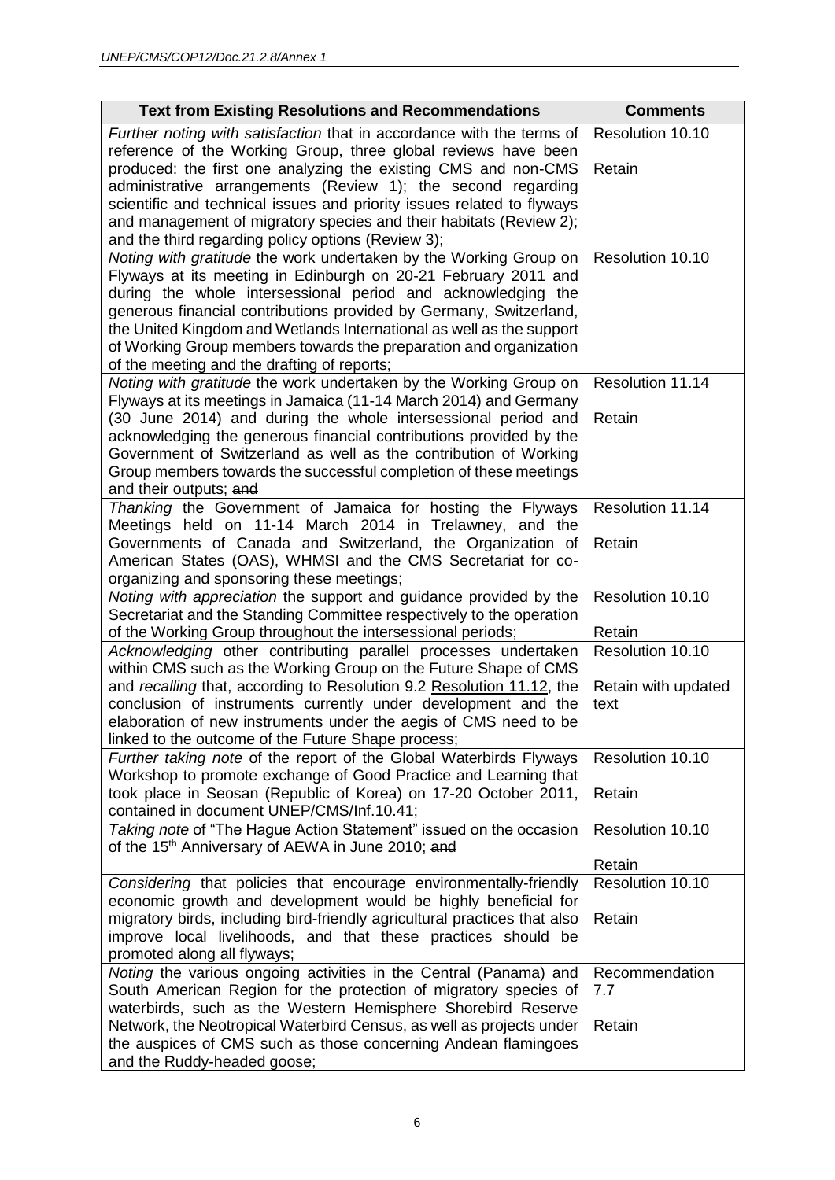| Text from Existing Resolutions and Recommendations | Comments |
|---|---|
| *Further noting with satisfaction* that in accordance with the terms of reference of the Working Group, three global reviews have been produced: the first one analyzing the existing CMS and non-CMS administrative arrangements (Review 1); the second regarding scientific and technical issues and priority issues related to flyways and management of migratory species and their habitats (Review 2); and the third regarding policy options (Review 3); | Resolution 10.10<br><br>Retain |
| *Noting with gratitude* the work undertaken by the Working Group on Flyways at its meeting in Edinburgh on 20-21 February 2011 and during the whole intersessional period and acknowledging the generous financial contributions provided by Germany, Switzerland, the United Kingdom and Wetlands International as well as the support of Working Group members towards the preparation and organization of the meeting and the drafting of reports; | Resolution 10.10 |
| *Noting with gratitude* the work undertaken by the Working Group on Flyways at its meetings in Jamaica (11-14 March 2014) and Germany (30 June 2014) and during the whole intersessional period and acknowledging the generous financial contributions provided by the Government of Switzerland as well as the contribution of Working Group members towards the successful completion of these meetings and their outputs; ~~and~~ | Resolution 11.14<br><br>Retain |
| *Thanking* the Government of Jamaica for hosting the Flyways Meetings held on 11-14 March 2014 in Trelawney, and the Governments of Canada and Switzerland, the Organization of American States (OAS), WHMSI and the CMS Secretariat for co-organizing and sponsoring these meetings; | Resolution 11.14<br><br>Retain |
| *Noting with appreciation* the support and guidance provided by the Secretariat and the Standing Committee respectively to the operation of the Working Group throughout the intersessional period<ins>s</ins>; | Resolution 10.10<br><br>Retain |
| *Acknowledging* other contributing parallel processes undertaken within CMS such as the Working Group on the Future Shape of CMS and *recalling* that, according to ~~Resolution 9.2~~ <ins>Resolution 11.12</ins>, the conclusion of instruments currently under development and the elaboration of new instruments under the aegis of CMS need to be linked to the outcome of the Future Shape process; | Resolution 10.10<br><br>Retain with updated text |
| *Further taking note* of the report of the Global Waterbirds Flyways Workshop to promote exchange of Good Practice and Learning that took place in Seosan (Republic of Korea) on 17-20 October 2011, contained in document UNEP/CMS/Inf.10.41; | Resolution 10.10<br><br>Retain |
| *Taking note* of "The Hague Action Statement" issued on the occasion of the 15th Anniversary of AEWA in June 2010; ~~and~~ | Resolution 10.10<br><br>Retain |
| *Considering* that policies that encourage environmentally-friendly economic growth and development would be highly beneficial for migratory birds, including bird-friendly agricultural practices that also improve local livelihoods, and that these practices should be promoted along all flyways; | Resolution 10.10<br><br>Retain |
| *Noting* the various ongoing activities in the Central (Panama) and South American Region for the protection of migratory species of waterbirds, such as the Western Hemisphere Shorebird Reserve Network, the Neotropical Waterbird Census, as well as projects under the auspices of CMS such as those concerning Andean flamingoes and the Ruddy-headed goose; | Recommendation 7.7<br><br>Retain |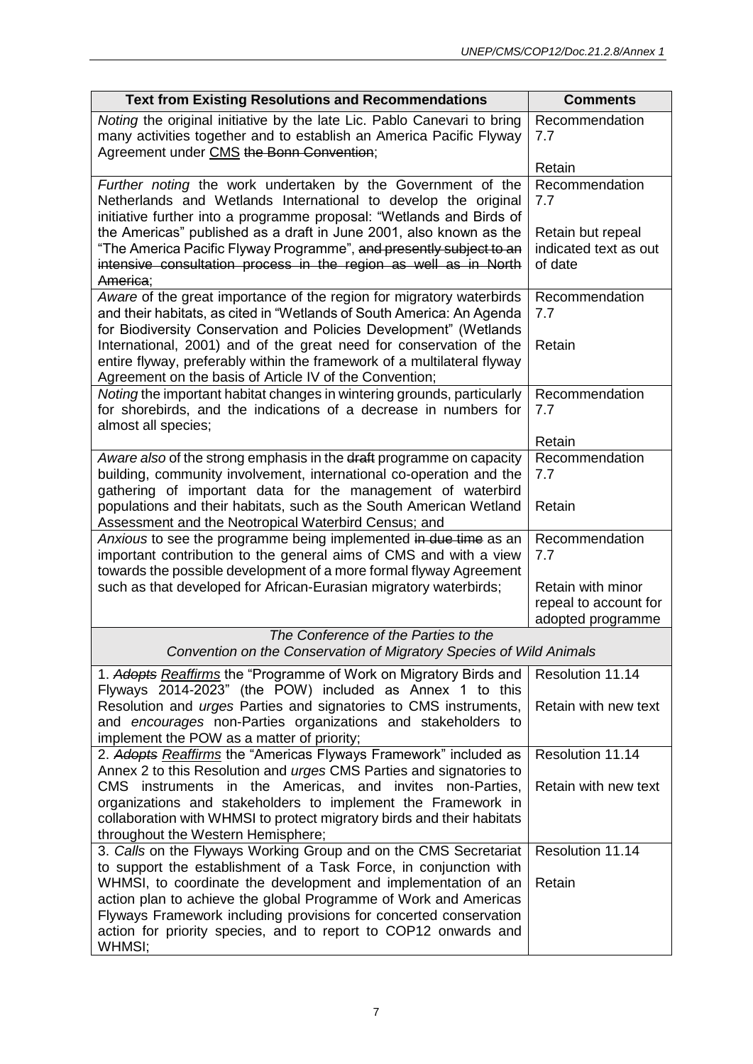| Text from Existing Resolutions and Recommendations | Comments |
|---|---|
| *Noting* the original initiative by the late Lic. Pablo Canevari to bring many activities together and to establish an America Pacific Flyway Agreement under <u>CMS</u> ~~the Bonn Convention~~; | Recommendation 7.7<br><br>Retain |
| *Further noting* the work undertaken by the Government of the Netherlands and Wetlands International to develop the original initiative further into a programme proposal: "Wetlands and Birds of the Americas" published as a draft in June 2001, also known as the "The America Pacific Flyway Programme", ~~and presently subject to an intensive consultation process in the region as well as in North America~~; | Recommendation 7.7<br><br>Retain but repeal indicated text as out of date |
| *Aware* of the great importance of the region for migratory waterbirds and their habitats, as cited in "Wetlands of South America: An Agenda for Biodiversity Conservation and Policies Development" (Wetlands International, 2001) and of the great need for conservation of the entire flyway, preferably within the framework of a multilateral flyway Agreement on the basis of Article IV of the Convention; | Recommendation 7.7<br><br>Retain |
| *Noting* the important habitat changes in wintering grounds, particularly for shorebirds, and the indications of a decrease in numbers for almost all species; | Recommendation 7.7<br><br>Retain |
| *Aware also* of the strong emphasis in the ~~draft~~ programme on capacity building, community involvement, international co-operation and the gathering of important data for the management of waterbird populations and their habitats, such as the South American Wetland Assessment and the Neotropical Waterbird Census; and | Recommendation 7.7<br><br>Retain |
| *Anxious* to see the programme being implemented ~~in due time~~ as an important contribution to the general aims of CMS and with a view towards the possible development of a more formal flyway Agreement such as that developed for African-Eurasian migratory waterbirds; | Recommendation 7.7<br><br>Retain with minor repeal to account for adopted programme |
| *The Conference of the Parties to the Convention on the Conservation of Migratory Species of Wild Animals* | |
| 1. ~~*Adopts*~~ <u>*Reaffirms*</u> the "Programme of Work on Migratory Birds and Flyways 2014-2023" (the POW) included as Annex 1 to this Resolution and *urges* Parties and signatories to CMS instruments, and *encourages* non-Parties organizations and stakeholders to implement the POW as a matter of priority; | Resolution 11.14<br><br>Retain with new text |
| 2. ~~*Adopts*~~ <u>*Reaffirms*</u> the "Americas Flyways Framework" included as Annex 2 to this Resolution and *urges* CMS Parties and signatories to CMS instruments in the Americas, and invites non-Parties, organizations and stakeholders to implement the Framework in collaboration with WHMSI to protect migratory birds and their habitats throughout the Western Hemisphere; | Resolution 11.14<br><br>Retain with new text |
| 3. *Calls* on the Flyways Working Group and on the CMS Secretariat to support the establishment of a Task Force, in conjunction with WHMSI, to coordinate the development and implementation of an action plan to achieve the global Programme of Work and Americas Flyways Framework including provisions for concerted conservation action for priority species, and to report to COP12 onwards and WHMSI; | Resolution 11.14<br><br>Retain |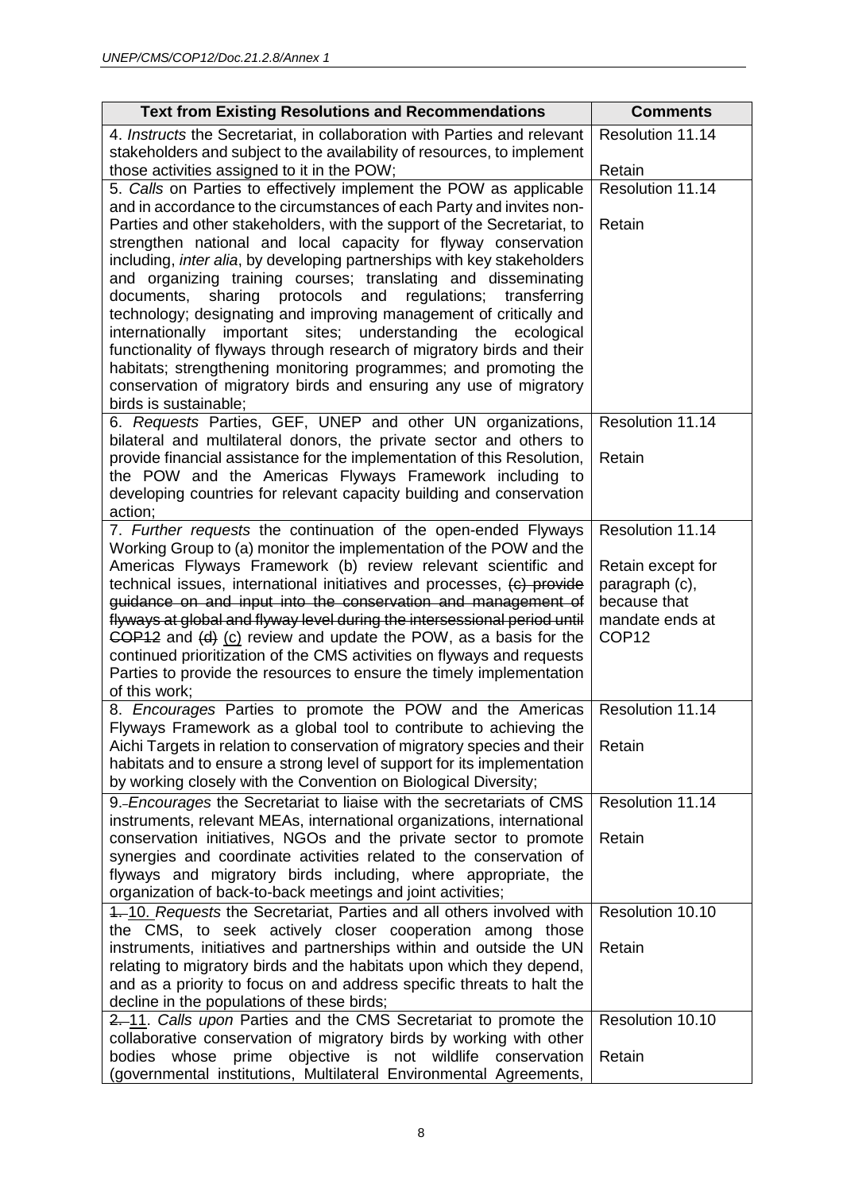| Text from Existing Resolutions and Recommendations | Comments |
|---|---|
| 4. *Instructs* the Secretariat, in collaboration with Parties and relevant stakeholders and subject to the availability of resources, to implement those activities assigned to it in the POW; | Resolution 11.14<br><br>Retain |
| 5. *Calls* on Parties to effectively implement the POW as applicable and in accordance to the circumstances of each Party and invites non-Parties and other stakeholders, with the support of the Secretariat, to strengthen national and local capacity for flyway conservation including, *inter alia*, by developing partnerships with key stakeholders and organizing training courses; translating and disseminating documents, sharing protocols and regulations; transferring technology; designating and improving management of critically and internationally important sites; understanding the ecological functionality of flyways through research of migratory birds and their habitats; strengthening monitoring programmes; and promoting the conservation of migratory birds and ensuring any use of migratory birds is sustainable; | Resolution 11.14<br><br>Retain |
| 6. *Requests* Parties, GEF, UNEP and other UN organizations, bilateral and multilateral donors, the private sector and others to provide financial assistance for the implementation of this Resolution, the POW and the Americas Flyways Framework including to developing countries for relevant capacity building and conservation action; | Resolution 11.14<br><br>Retain |
| 7. *Further requests* the continuation of the open-ended Flyways Working Group to (a) monitor the implementation of the POW and the Americas Flyways Framework (b) review relevant scientific and technical issues, international initiatives and processes, ~~(c) provide guidance on and input into the conservation and management of flyways at global and flyway level during the intersessional period until COP12~~ and ~~(d)~~ (c) review and update the POW, as a basis for the continued prioritization of the CMS activities on flyways and requests Parties to provide the resources to ensure the timely implementation of this work; | Resolution 11.14<br><br>Retain except for paragraph (c), because that mandate ends at COP12 |
| 8. *Encourages* Parties to promote the POW and the Americas Flyways Framework as a global tool to contribute to achieving the Aichi Targets in relation to conservation of migratory species and their habitats and to ensure a strong level of support for its implementation by working closely with the Convention on Biological Diversity; | Resolution 11.14<br><br>Retain |
| 9. *Encourages* the Secretariat to liaise with the secretariats of CMS instruments, relevant MEAs, international organizations, international conservation initiatives, NGOs and the private sector to promote synergies and coordinate activities related to the conservation of flyways and migratory birds including, where appropriate, the organization of back-to-back meetings and joint activities; | Resolution 11.14<br><br>Retain |
| ~~1.~~ 10. *Requests* the Secretariat, Parties and all others involved with the CMS, to seek actively closer cooperation among those instruments, initiatives and partnerships within and outside the UN relating to migratory birds and the habitats upon which they depend, and as a priority to focus on and address specific threats to halt the decline in the populations of these birds; | Resolution 10.10<br><br>Retain |
| ~~2.~~ 11. *Calls upon* Parties and the CMS Secretariat to promote the collaborative conservation of migratory birds by working with other bodies whose prime objective is not wildlife conservation (governmental institutions, Multilateral Environmental Agreements, | Resolution 10.10<br><br>Retain |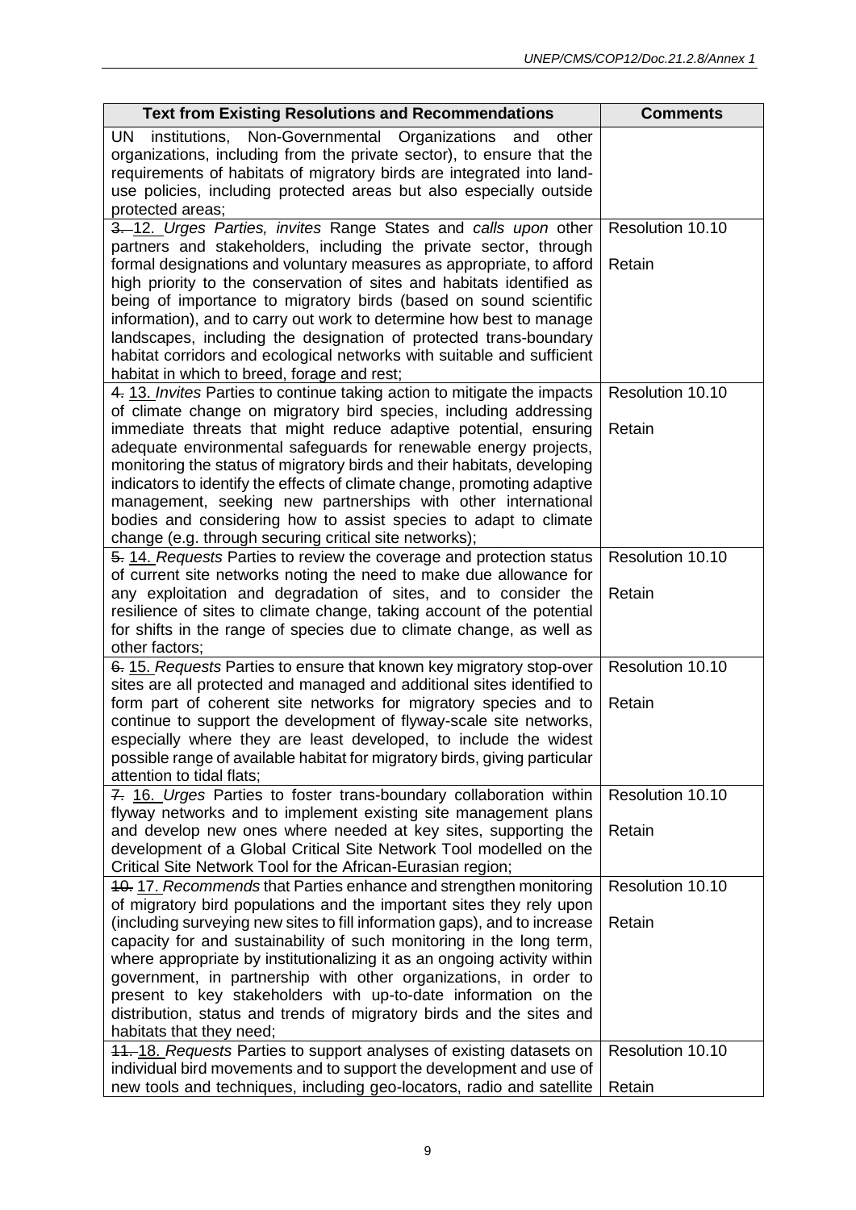| Text from Existing Resolutions and Recommendations | Comments |
|---|---|
| UN institutions, Non-Governmental Organizations and other organizations, including from the private sector), to ensure that the requirements of habitats of migratory birds are integrated into land-use policies, including protected areas but also especially outside protected areas; | |
| ~~3.~~ 12. *Urges Parties, invites* Range States and *calls upon* other partners and stakeholders, including the private sector, through formal designations and voluntary measures as appropriate, to afford high priority to the conservation of sites and habitats identified as being of importance to migratory birds (based on sound scientific information), and to carry out work to determine how best to manage landscapes, including the designation of protected trans-boundary habitat corridors and ecological networks with suitable and sufficient habitat in which to breed, forage and rest; | Resolution 10.10<br><br>Retain |
| ~~4.~~ 13. *Invites* Parties to continue taking action to mitigate the impacts of climate change on migratory bird species, including addressing immediate threats that might reduce adaptive potential, ensuring adequate environmental safeguards for renewable energy projects, monitoring the status of migratory birds and their habitats, developing indicators to identify the effects of climate change, promoting adaptive management, seeking new partnerships with other international bodies and considering how to assist species to adapt to climate change (e.g. through securing critical site networks); | Resolution 10.10<br><br>Retain |
| ~~5.~~ 14. *Requests* Parties to review the coverage and protection status of current site networks noting the need to make due allowance for any exploitation and degradation of sites, and to consider the resilience of sites to climate change, taking account of the potential for shifts in the range of species due to climate change, as well as other factors; | Resolution 10.10<br><br>Retain |
| ~~6.~~ 15. *Requests* Parties to ensure that known key migratory stop-over sites are all protected and managed and additional sites identified to form part of coherent site networks for migratory species and to continue to support the development of flyway-scale site networks, especially where they are least developed, to include the widest possible range of available habitat for migratory birds, giving particular attention to tidal flats; | Resolution 10.10<br><br>Retain |
| ~~7.~~ 16. *Urges* Parties to foster trans-boundary collaboration within flyway networks and to implement existing site management plans and develop new ones where needed at key sites, supporting the development of a Global Critical Site Network Tool modelled on the Critical Site Network Tool for the African-Eurasian region; | Resolution 10.10<br><br>Retain |
| ~~10.~~ 17. *Recommends* that Parties enhance and strengthen monitoring of migratory bird populations and the important sites they rely upon (including surveying new sites to fill information gaps), and to increase capacity for and sustainability of such monitoring in the long term, where appropriate by institutionalizing it as an ongoing activity within government, in partnership with other organizations, in order to present to key stakeholders with up-to-date information on the distribution, status and trends of migratory birds and the sites and habitats that they need; | Resolution 10.10<br><br>Retain |
| ~~11.~~ 18. *Requests* Parties to support analyses of existing datasets on individual bird movements and to support the development and use of new tools and techniques, including geo-locators, radio and satellite | Resolution 10.10<br><br>Retain |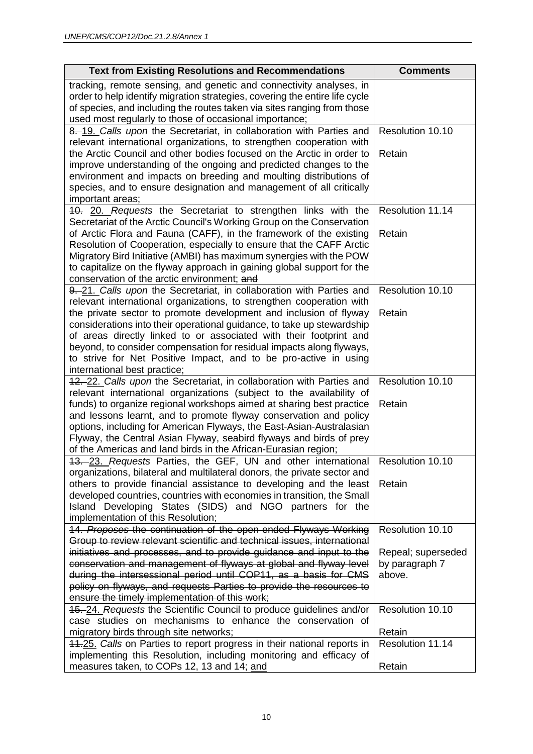| Text from Existing Resolutions and Recommendations | Comments |
|---|---|
| tracking, remote sensing, and genetic and connectivity analyses, in order to help identify migration strategies, covering the entire life cycle of species, and including the routes taken via sites ranging from those used most regularly to those of occasional importance; | |
| ~~8.~~ 19. *Calls upon* the Secretariat, in collaboration with Parties and relevant international organizations, to strengthen cooperation with the Arctic Council and other bodies focused on the Arctic in order to improve understanding of the ongoing and predicted changes to the environment and impacts on breeding and moulting distributions of species, and to ensure designation and management of all critically important areas; | Resolution 10.10<br><br>Retain |
| ~~10.~~ 20. *Requests* the Secretariat to strengthen links with the Secretariat of the Arctic Council's Working Group on the Conservation of Arctic Flora and Fauna (CAFF), in the framework of the existing Resolution of Cooperation, especially to ensure that the CAFF Arctic Migratory Bird Initiative (AMBI) has maximum synergies with the POW to capitalize on the flyway approach in gaining global support for the conservation of the arctic environment; ~~and~~ | Resolution 11.14<br><br>Retain |
| ~~9.~~ 21. *Calls upon* the Secretariat, in collaboration with Parties and relevant international organizations, to strengthen cooperation with the private sector to promote development and inclusion of flyway considerations into their operational guidance, to take up stewardship of areas directly linked to or associated with their footprint and beyond, to consider compensation for residual impacts along flyways, to strive for Net Positive Impact, and to be pro-active in using international best practice; | Resolution 10.10<br><br>Retain |
| ~~12.~~ 22. *Calls upon* the Secretariat, in collaboration with Parties and relevant international organizations (subject to the availability of funds) to organize regional workshops aimed at sharing best practice and lessons learnt, and to promote flyway conservation and policy options, including for American Flyways, the East-Asian-Australasian Flyway, the Central Asian Flyway, seabird flyways and birds of prey of the Americas and land birds in the African-Eurasian region; | Resolution 10.10<br><br>Retain |
| ~~13.~~ 23. *Requests* Parties, the GEF, UN and other international organizations, bilateral and multilateral donors, the private sector and others to provide financial assistance to developing and the least developed countries, countries with economies in transition, the Small Island Developing States (SIDS) and NGO partners for the implementation of this Resolution; | Resolution 10.10<br><br>Retain |
| ~~14. *Proposes* the continuation of the open-ended Flyways Working Group to review relevant scientific and technical issues, international initiatives and processes, and to provide guidance and input to the conservation and management of flyways at global and flyway level during the intersessional period until COP11, as a basis for CMS policy on flyways, and requests Parties to provide the resources to ensure the timely implementation of this work;~~ | Resolution 10.10<br><br>Repeal; superseded by paragraph 7 above. |
| ~~15.~~ 24. *Requests* the Scientific Council to produce guidelines and/or case studies on mechanisms to enhance the conservation of migratory birds through site networks; | Resolution 10.10<br><br>Retain |
| ~~11.~~25. *Calls* on Parties to report progress in their national reports in implementing this Resolution, including monitoring and efficacy of measures taken, to COPs 12, 13 and 14; <u>and</u> | Resolution 11.14<br><br>Retain |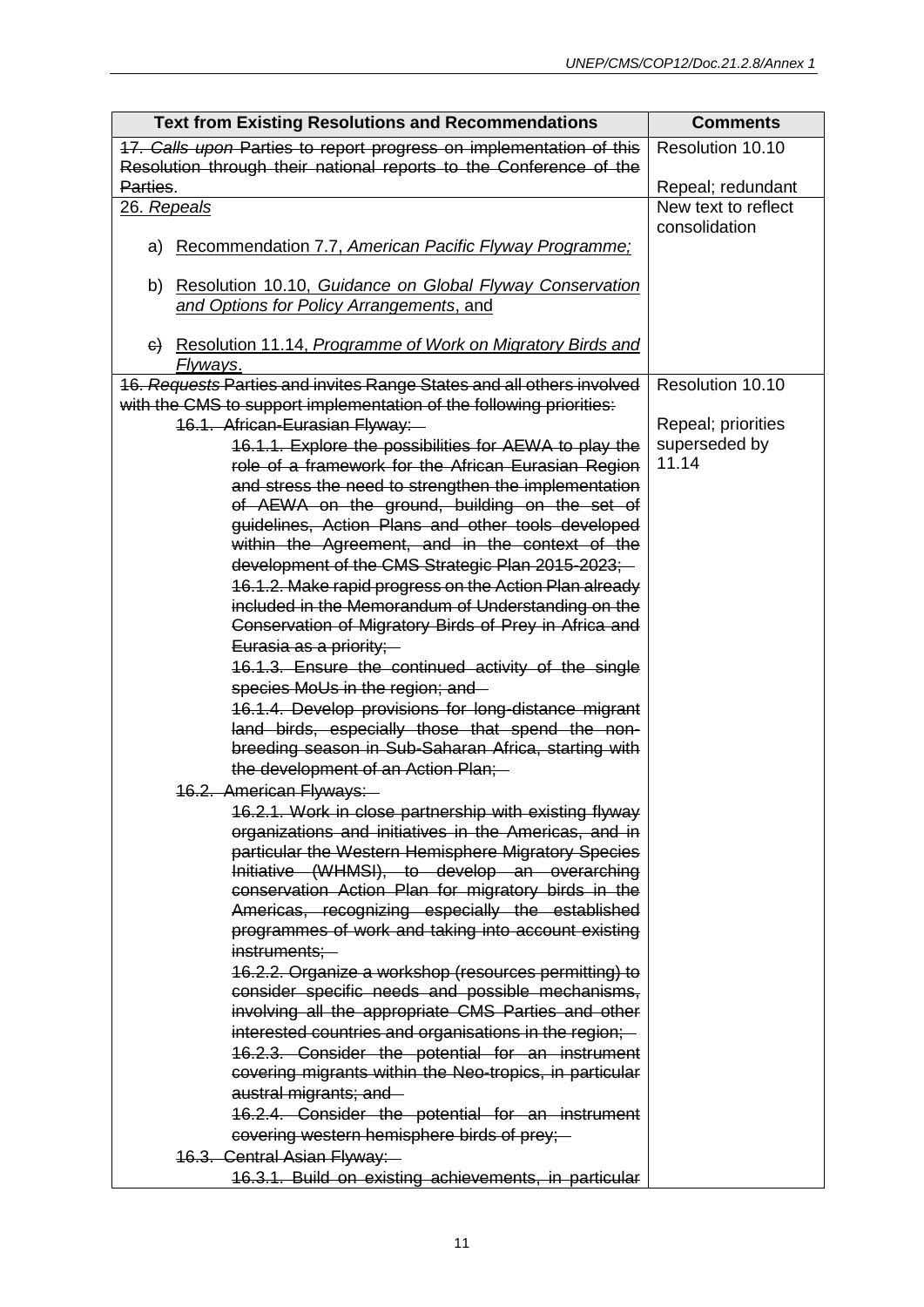| Text from Existing Resolutions and Recommendations | Comments |
|---|---|
| ~~17. *Calls upon* Parties to report progress on implementation of this Resolution through their national reports to the Conference of the Parties.~~ | Resolution 10.10<br><br>Repeal; redundant |
| <u>26. *Repeals*</u><br><br>a) <u>Recommendation 7.7, *American Pacific Flyway Programme;*</u><br><br>b) <u>Resolution 10.10, *Guidance on Global Flyway Conservation and Options for Policy Arrangements*, and</u><br><br>~~c)~~ <u>Resolution 11.14, *Programme of Work on Migratory Birds and Flyways*.</u> | New text to reflect consolidation |
| ~~16. *Requests* Parties and invites Range States and all others involved with the CMS to support implementation of the following priorities:~~<br>~~16.1. African-Eurasian Flyway:~~<br>~~16.1.1. Explore the possibilities for AEWA to play the role of a framework for the African Eurasian Region and stress the need to strengthen the implementation of AEWA on the ground, building on the set of guidelines, Action Plans and other tools developed within the Agreement, and in the context of the development of the CMS Strategic Plan 2015-2023;~~<br>~~16.1.2. Make rapid progress on the Action Plan already included in the Memorandum of Understanding on the Conservation of Migratory Birds of Prey in Africa and Eurasia as a priority;~~<br>~~16.1.3. Ensure the continued activity of the single species MoUs in the region; and~~<br>~~16.1.4. Develop provisions for long-distance migrant land birds, especially those that spend the non-breeding season in Sub-Saharan Africa, starting with the development of an Action Plan;~~<br>~~16.2. American Flyways:~~<br>~~16.2.1. Work in close partnership with existing flyway organizations and initiatives in the Americas, and in particular the Western Hemisphere Migratory Species Initiative (WHMSI), to develop an overarching conservation Action Plan for migratory birds in the Americas, recognizing especially the established programmes of work and taking into account existing instruments;~~<br>~~16.2.2. Organize a workshop (resources permitting) to consider specific needs and possible mechanisms, involving all the appropriate CMS Parties and other interested countries and organisations in the region;~~<br>~~16.2.3. Consider the potential for an instrument covering migrants within the Neo-tropics, in particular austral migrants; and~~<br>~~16.2.4. Consider the potential for an instrument covering western hemisphere birds of prey;~~<br>~~16.3. Central Asian Flyway:~~<br>~~16.3.1. Build on existing achievements, in particular~~ | Resolution 10.10<br><br>Repeal; priorities superseded by 11.14 |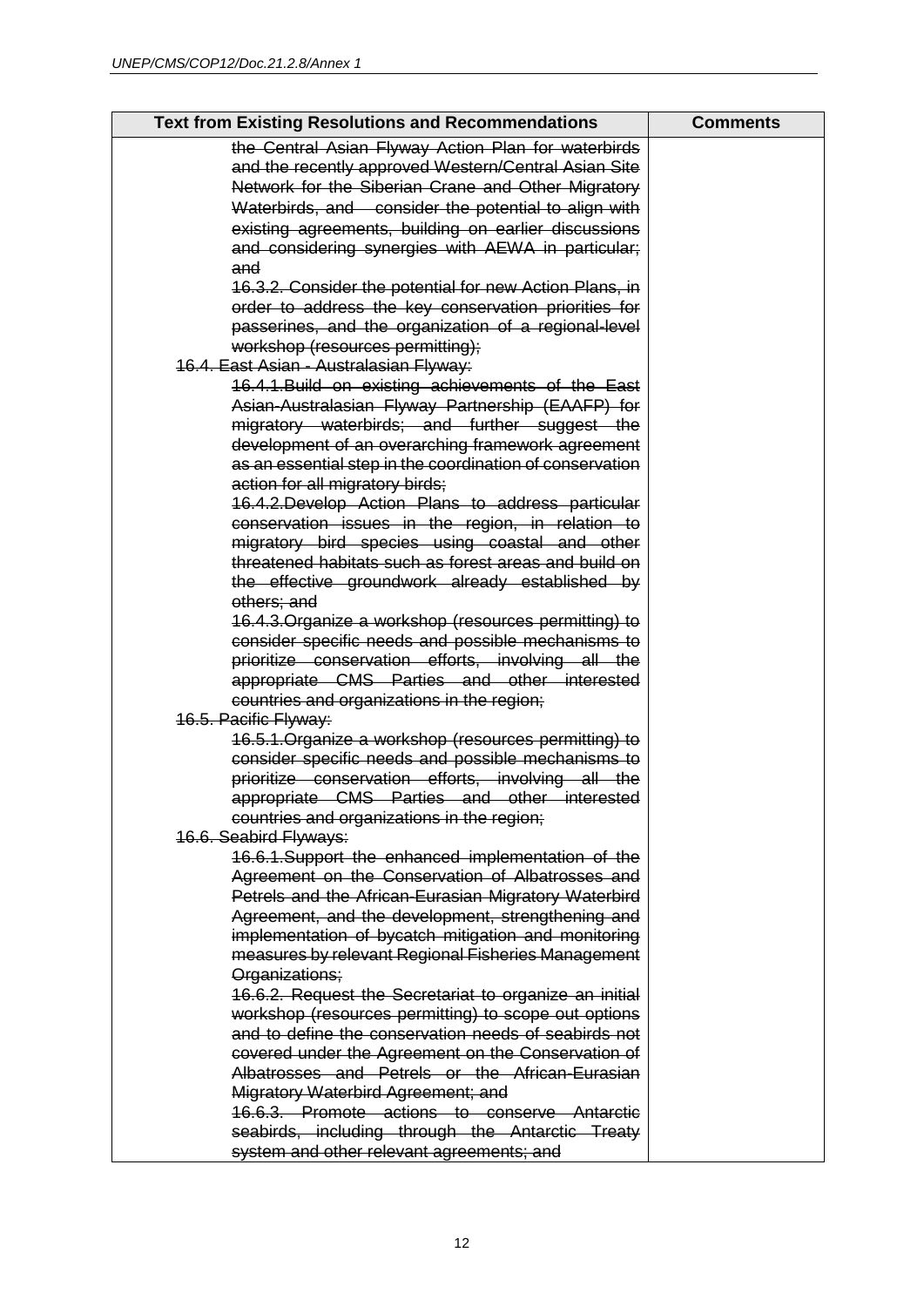| Text from Existing Resolutions and Recommendations | Comments |
|---|---|
| ~~the Central Asian Flyway Action Plan for waterbirds and the recently approved Western/Central Asian Site Network for the Siberian Crane and Other Migratory Waterbirds, and consider the potential to align with existing agreements, building on earlier discussions and considering synergies with AEWA in particular; and~~<br>~~16.3.2. Consider the potential for new Action Plans, in order to address the key conservation priorities for passerines, and the organization of a regional-level workshop (resources permitting);~~<br>~~16.4. East Asian - Australasian Flyway:~~<br>~~16.4.1.Build on existing achievements of the East Asian-Australasian Flyway Partnership (EAAFP) for migratory waterbirds; and further suggest the development of an overarching framework agreement as an essential step in the coordination of conservation action for all migratory birds;~~<br>~~16.4.2.Develop Action Plans to address particular conservation issues in the region, in relation to migratory bird species using coastal and other threatened habitats such as forest areas and build on the effective groundwork already established by others; and~~<br>~~16.4.3.Organize a workshop (resources permitting) to consider specific needs and possible mechanisms to prioritize conservation efforts, involving all the appropriate CMS Parties and other interested countries and organizations in the region;~~<br>~~16.5. Pacific Flyway:~~<br>~~16.5.1.Organize a workshop (resources permitting) to consider specific needs and possible mechanisms to prioritize conservation efforts, involving all the appropriate CMS Parties and other interested countries and organizations in the region;~~<br>~~16.6. Seabird Flyways:~~<br>~~16.6.1.Support the enhanced implementation of the Agreement on the Conservation of Albatrosses and Petrels and the African-Eurasian Migratory Waterbird Agreement, and the development, strengthening and implementation of bycatch mitigation and monitoring measures by relevant Regional Fisheries Management Organizations;~~<br>~~16.6.2. Request the Secretariat to organize an initial workshop (resources permitting) to scope out options and to define the conservation needs of seabirds not covered under the Agreement on the Conservation of Albatrosses and Petrels or the African-Eurasian Migratory Waterbird Agreement; and~~<br>~~16.6.3. Promote actions to conserve Antarctic seabirds, including through the Antarctic Treaty system and other relevant agreements; and~~ | |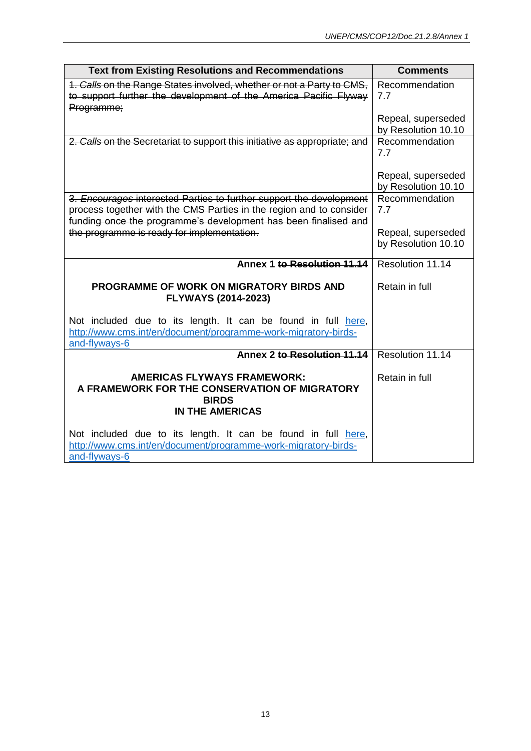| Text from Existing Resolutions and Recommendations | Comments |
|---|---|
| ~~1. *Calls* on the Range States involved, whether or not a Party to CMS, to support further the development of the America Pacific Flyway Programme;~~ | Recommendation 7.7<br><br>Repeal, superseded by Resolution 10.10 |
| ~~2. *Calls* on the Secretariat to support this initiative as appropriate; and~~ | Recommendation 7.7<br><br>Repeal, superseded by Resolution 10.10 |
| ~~3. *Encourages* interested Parties to further support the development process together with the CMS Parties in the region and to consider funding once the programme's development has been finalised and the programme is ready for implementation.~~ | Recommendation 7.7<br><br>Repeal, superseded by Resolution 10.10 |
| **Annex 1 ~~to Resolution 11.14~~**<br><br>**PROGRAMME OF WORK ON MIGRATORY BIRDS AND FLYWAYS (2014-2023)**<br><br>Not included due to its length. It can be found in full [here](http://www.cms.int/en/document/programme-work-migratory-birds-and-flyways-6), http://www.cms.int/en/document/programme-work-migratory-birds-and-flyways-6 | Resolution 11.14<br><br>Retain in full |
| **Annex 2 ~~to Resolution 11.14~~**<br><br>**AMERICAS FLYWAYS FRAMEWORK: A FRAMEWORK FOR THE CONSERVATION OF MIGRATORY BIRDS IN THE AMERICAS**<br><br>Not included due to its length. It can be found in full [here](http://www.cms.int/en/document/programme-work-migratory-birds-and-flyways-6), http://www.cms.int/en/document/programme-work-migratory-birds-and-flyways-6 | Resolution 11.14<br><br>Retain in full |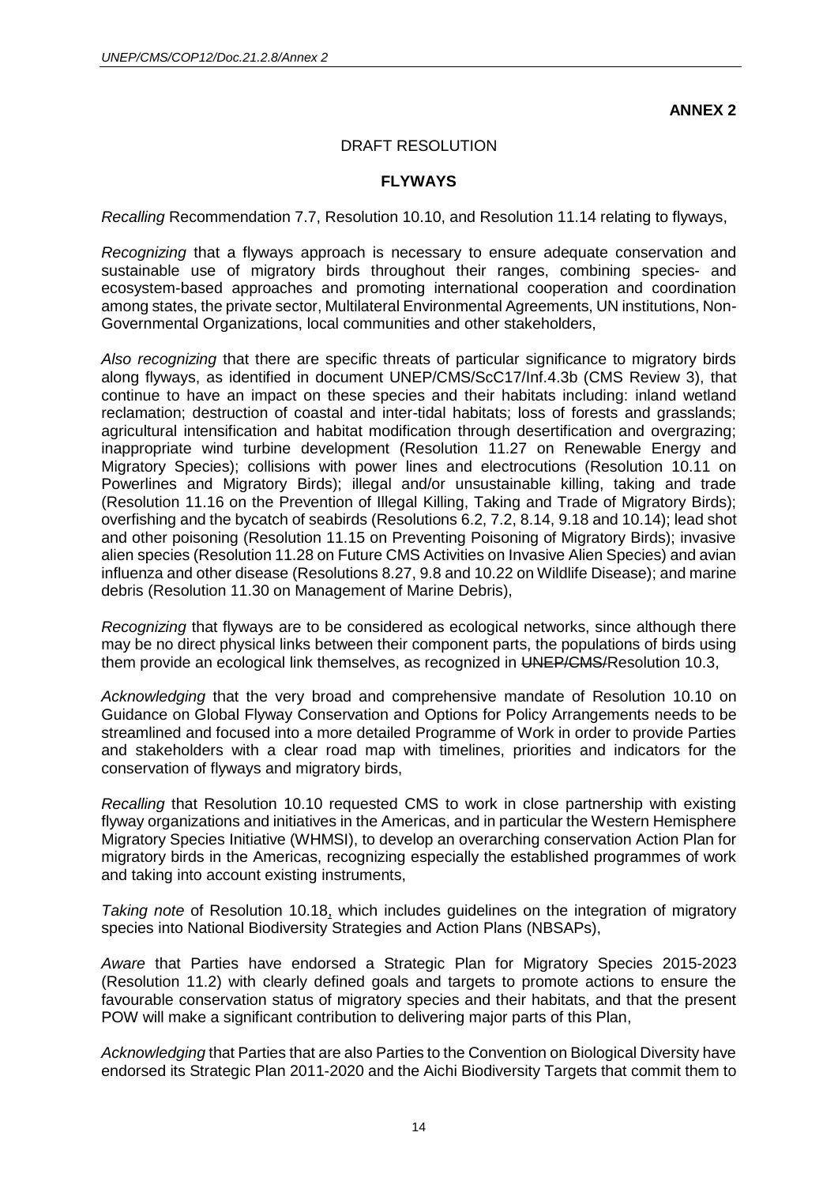**ANNEX 2**

DRAFT RESOLUTION

**FLYWAYS**

*Recalling* Recommendation 7.7, Resolution 10.10, and Resolution 11.14 relating to flyways,

*Recognizing* that a flyways approach is necessary to ensure adequate conservation and sustainable use of migratory birds throughout their ranges, combining species- and ecosystem-based approaches and promoting international cooperation and coordination among states, the private sector, Multilateral Environmental Agreements, UN institutions, Non-Governmental Organizations, local communities and other stakeholders,

*Also recognizing* that there are specific threats of particular significance to migratory birds along flyways, as identified in document UNEP/CMS/ScC17/Inf.4.3b (CMS Review 3), that continue to have an impact on these species and their habitats including: inland wetland reclamation; destruction of coastal and inter-tidal habitats; loss of forests and grasslands; agricultural intensification and habitat modification through desertification and overgrazing; inappropriate wind turbine development (Resolution 11.27 on Renewable Energy and Migratory Species); collisions with power lines and electrocutions (Resolution 10.11 on Powerlines and Migratory Birds); illegal and/or unsustainable killing, taking and trade (Resolution 11.16 on the Prevention of Illegal Killing, Taking and Trade of Migratory Birds); overfishing and the bycatch of seabirds (Resolutions 6.2, 7.2, 8.14, 9.18 and 10.14); lead shot and other poisoning (Resolution 11.15 on Preventing Poisoning of Migratory Birds); invasive alien species (Resolution 11.28 on Future CMS Activities on Invasive Alien Species) and avian influenza and other disease (Resolutions 8.27, 9.8 and 10.22 on Wildlife Disease); and marine debris (Resolution 11.30 on Management of Marine Debris),

*Recognizing* that flyways are to be considered as ecological networks, since although there may be no direct physical links between their component parts, the populations of birds using them provide an ecological link themselves, as recognized in ~~UNEP/CMS/~~Resolution 10.3,

*Acknowledging* that the very broad and comprehensive mandate of Resolution 10.10 on Guidance on Global Flyway Conservation and Options for Policy Arrangements needs to be streamlined and focused into a more detailed Programme of Work in order to provide Parties and stakeholders with a clear road map with timelines, priorities and indicators for the conservation of flyways and migratory birds,

*Recalling* that Resolution 10.10 requested CMS to work in close partnership with existing flyway organizations and initiatives in the Americas, and in particular the Western Hemisphere Migratory Species Initiative (WHMSI), to develop an overarching conservation Action Plan for migratory birds in the Americas, recognizing especially the established programmes of work and taking into account existing instruments,

*Taking note* of Resolution 10.18, which includes guidelines on the integration of migratory species into National Biodiversity Strategies and Action Plans (NBSAPs),

*Aware* that Parties have endorsed a Strategic Plan for Migratory Species 2015-2023 (Resolution 11.2) with clearly defined goals and targets to promote actions to ensure the favourable conservation status of migratory species and their habitats, and that the present POW will make a significant contribution to delivering major parts of this Plan,

*Acknowledging* that Parties that are also Parties to the Convention on Biological Diversity have endorsed its Strategic Plan 2011-2020 and the Aichi Biodiversity Targets that commit them to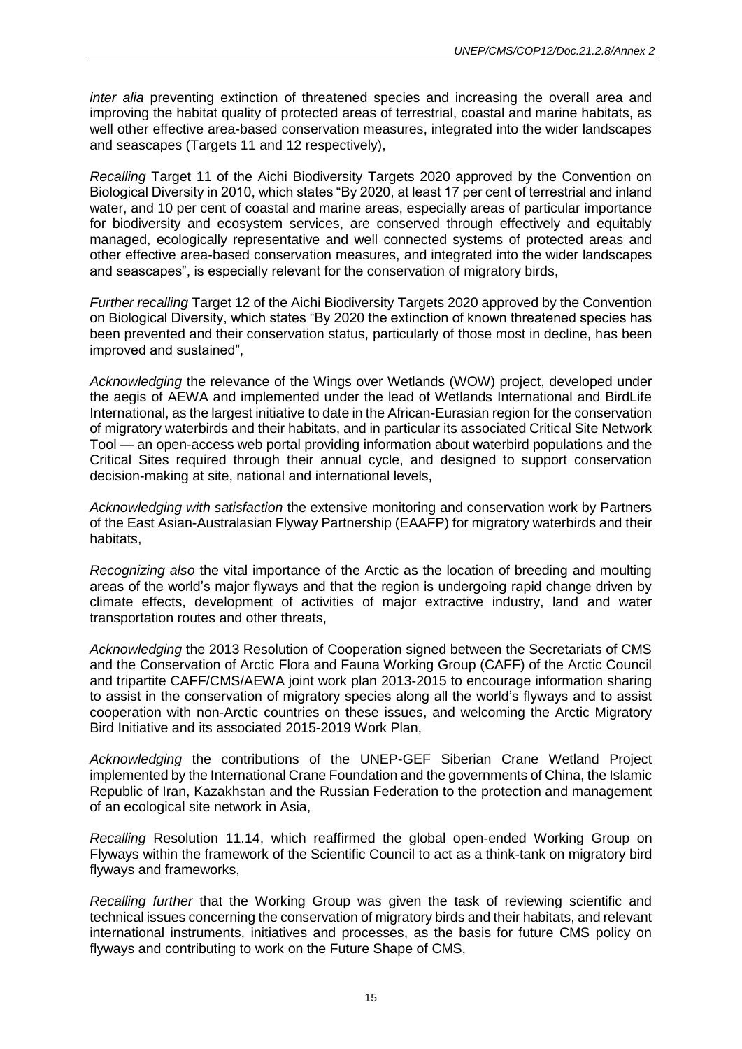*inter alia* preventing extinction of threatened species and increasing the overall area and improving the habitat quality of protected areas of terrestrial, coastal and marine habitats, as well other effective area-based conservation measures, integrated into the wider landscapes and seascapes (Targets 11 and 12 respectively),

*Recalling* Target 11 of the Aichi Biodiversity Targets 2020 approved by the Convention on Biological Diversity in 2010, which states "By 2020, at least 17 per cent of terrestrial and inland water, and 10 per cent of coastal and marine areas, especially areas of particular importance for biodiversity and ecosystem services, are conserved through effectively and equitably managed, ecologically representative and well connected systems of protected areas and other effective area-based conservation measures, and integrated into the wider landscapes and seascapes", is especially relevant for the conservation of migratory birds,

*Further recalling* Target 12 of the Aichi Biodiversity Targets 2020 approved by the Convention on Biological Diversity, which states "By 2020 the extinction of known threatened species has been prevented and their conservation status, particularly of those most in decline, has been improved and sustained",

*Acknowledging* the relevance of the Wings over Wetlands (WOW) project, developed under the aegis of AEWA and implemented under the lead of Wetlands International and BirdLife International, as the largest initiative to date in the African-Eurasian region for the conservation of migratory waterbirds and their habitats, and in particular its associated Critical Site Network Tool — an open-access web portal providing information about waterbird populations and the Critical Sites required through their annual cycle, and designed to support conservation decision-making at site, national and international levels,

*Acknowledging with satisfaction* the extensive monitoring and conservation work by Partners of the East Asian-Australasian Flyway Partnership (EAAFP) for migratory waterbirds and their habitats,

*Recognizing also* the vital importance of the Arctic as the location of breeding and moulting areas of the world's major flyways and that the region is undergoing rapid change driven by climate effects, development of activities of major extractive industry, land and water transportation routes and other threats,

*Acknowledging* the 2013 Resolution of Cooperation signed between the Secretariats of CMS and the Conservation of Arctic Flora and Fauna Working Group (CAFF) of the Arctic Council and tripartite CAFF/CMS/AEWA joint work plan 2013-2015 to encourage information sharing to assist in the conservation of migratory species along all the world's flyways and to assist cooperation with non-Arctic countries on these issues, and welcoming the Arctic Migratory Bird Initiative and its associated 2015-2019 Work Plan,

*Acknowledging* the contributions of the UNEP-GEF Siberian Crane Wetland Project implemented by the International Crane Foundation and the governments of China, the Islamic Republic of Iran, Kazakhstan and the Russian Federation to the protection and management of an ecological site network in Asia,

*Recalling* Resolution 11.14, which reaffirmed the_global open-ended Working Group on Flyways within the framework of the Scientific Council to act as a think-tank on migratory bird flyways and frameworks,

*Recalling further* that the Working Group was given the task of reviewing scientific and technical issues concerning the conservation of migratory birds and their habitats, and relevant international instruments, initiatives and processes, as the basis for future CMS policy on flyways and contributing to work on the Future Shape of CMS,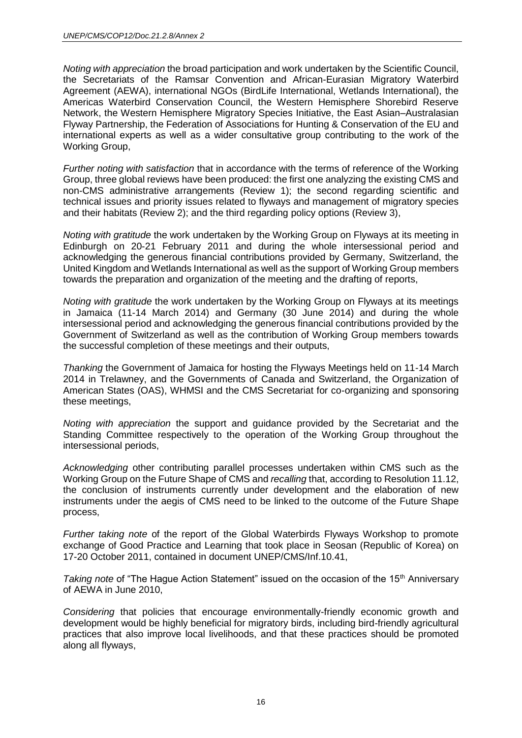*Noting with appreciation* the broad participation and work undertaken by the Scientific Council, the Secretariats of the Ramsar Convention and African-Eurasian Migratory Waterbird Agreement (AEWA), international NGOs (BirdLife International, Wetlands International), the Americas Waterbird Conservation Council, the Western Hemisphere Shorebird Reserve Network, the Western Hemisphere Migratory Species Initiative, the East Asian–Australasian Flyway Partnership, the Federation of Associations for Hunting & Conservation of the EU and international experts as well as a wider consultative group contributing to the work of the Working Group,

*Further noting with satisfaction* that in accordance with the terms of reference of the Working Group, three global reviews have been produced: the first one analyzing the existing CMS and non-CMS administrative arrangements (Review 1); the second regarding scientific and technical issues and priority issues related to flyways and management of migratory species and their habitats (Review 2); and the third regarding policy options (Review 3),

*Noting with gratitude* the work undertaken by the Working Group on Flyways at its meeting in Edinburgh on 20-21 February 2011 and during the whole intersessional period and acknowledging the generous financial contributions provided by Germany, Switzerland, the United Kingdom and Wetlands International as well as the support of Working Group members towards the preparation and organization of the meeting and the drafting of reports,

*Noting with gratitude* the work undertaken by the Working Group on Flyways at its meetings in Jamaica (11-14 March 2014) and Germany (30 June 2014) and during the whole intersessional period and acknowledging the generous financial contributions provided by the Government of Switzerland as well as the contribution of Working Group members towards the successful completion of these meetings and their outputs,

*Thanking* the Government of Jamaica for hosting the Flyways Meetings held on 11-14 March 2014 in Trelawney, and the Governments of Canada and Switzerland, the Organization of American States (OAS), WHMSI and the CMS Secretariat for co-organizing and sponsoring these meetings,

*Noting with appreciation* the support and guidance provided by the Secretariat and the Standing Committee respectively to the operation of the Working Group throughout the intersessional periods,

*Acknowledging* other contributing parallel processes undertaken within CMS such as the Working Group on the Future Shape of CMS and *recalling* that, according to Resolution 11.12, the conclusion of instruments currently under development and the elaboration of new instruments under the aegis of CMS need to be linked to the outcome of the Future Shape process,

*Further taking note* of the report of the Global Waterbirds Flyways Workshop to promote exchange of Good Practice and Learning that took place in Seosan (Republic of Korea) on 17-20 October 2011, contained in document UNEP/CMS/Inf.10.41,

*Taking note* of "The Hague Action Statement" issued on the occasion of the 15th Anniversary of AEWA in June 2010,

*Considering* that policies that encourage environmentally-friendly economic growth and development would be highly beneficial for migratory birds, including bird-friendly agricultural practices that also improve local livelihoods, and that these practices should be promoted along all flyways,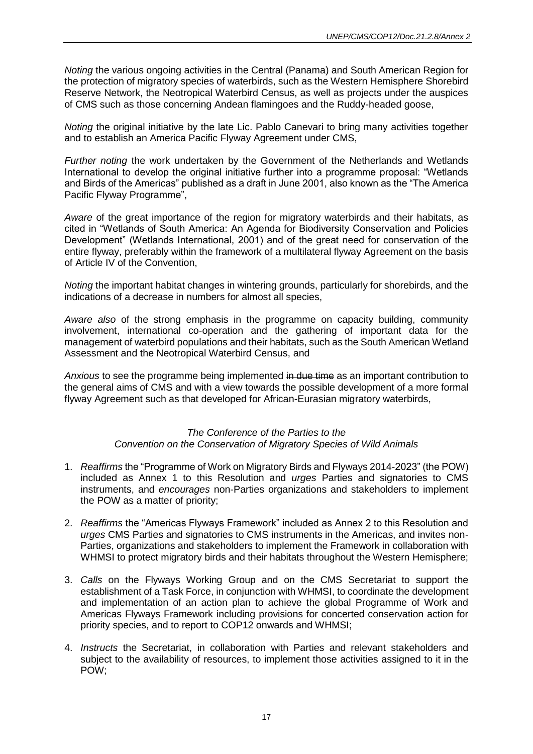*Noting* the various ongoing activities in the Central (Panama) and South American Region for the protection of migratory species of waterbirds, such as the Western Hemisphere Shorebird Reserve Network, the Neotropical Waterbird Census, as well as projects under the auspices of CMS such as those concerning Andean flamingoes and the Ruddy-headed goose,

*Noting* the original initiative by the late Lic. Pablo Canevari to bring many activities together and to establish an America Pacific Flyway Agreement under CMS,

*Further noting* the work undertaken by the Government of the Netherlands and Wetlands International to develop the original initiative further into a programme proposal: "Wetlands and Birds of the Americas" published as a draft in June 2001, also known as the "The America Pacific Flyway Programme",

*Aware* of the great importance of the region for migratory waterbirds and their habitats, as cited in "Wetlands of South America: An Agenda for Biodiversity Conservation and Policies Development" (Wetlands International, 2001) and of the great need for conservation of the entire flyway, preferably within the framework of a multilateral flyway Agreement on the basis of Article IV of the Convention,

*Noting* the important habitat changes in wintering grounds, particularly for shorebirds, and the indications of a decrease in numbers for almost all species,

*Aware also* of the strong emphasis in the programme on capacity building, community involvement, international co-operation and the gathering of important data for the management of waterbird populations and their habitats, such as the South American Wetland Assessment and the Neotropical Waterbird Census, and

*Anxious* to see the programme being implemented ~~in due time~~ as an important contribution to the general aims of CMS and with a view towards the possible development of a more formal flyway Agreement such as that developed for African-Eurasian migratory waterbirds,

*The Conference of the Parties to the*
*Convention on the Conservation of Migratory Species of Wild Animals*

1. *Reaffirms* the "Programme of Work on Migratory Birds and Flyways 2014-2023" (the POW) included as Annex 1 to this Resolution and *urges* Parties and signatories to CMS instruments, and *encourages* non-Parties organizations and stakeholders to implement the POW as a matter of priority;

2. *Reaffirms* the "Americas Flyways Framework" included as Annex 2 to this Resolution and *urges* CMS Parties and signatories to CMS instruments in the Americas, and invites non-Parties, organizations and stakeholders to implement the Framework in collaboration with WHMSI to protect migratory birds and their habitats throughout the Western Hemisphere;

3. *Calls* on the Flyways Working Group and on the CMS Secretariat to support the establishment of a Task Force, in conjunction with WHMSI, to coordinate the development and implementation of an action plan to achieve the global Programme of Work and Americas Flyways Framework including provisions for concerted conservation action for priority species, and to report to COP12 onwards and WHMSI;

4. *Instructs* the Secretariat, in collaboration with Parties and relevant stakeholders and subject to the availability of resources, to implement those activities assigned to it in the POW;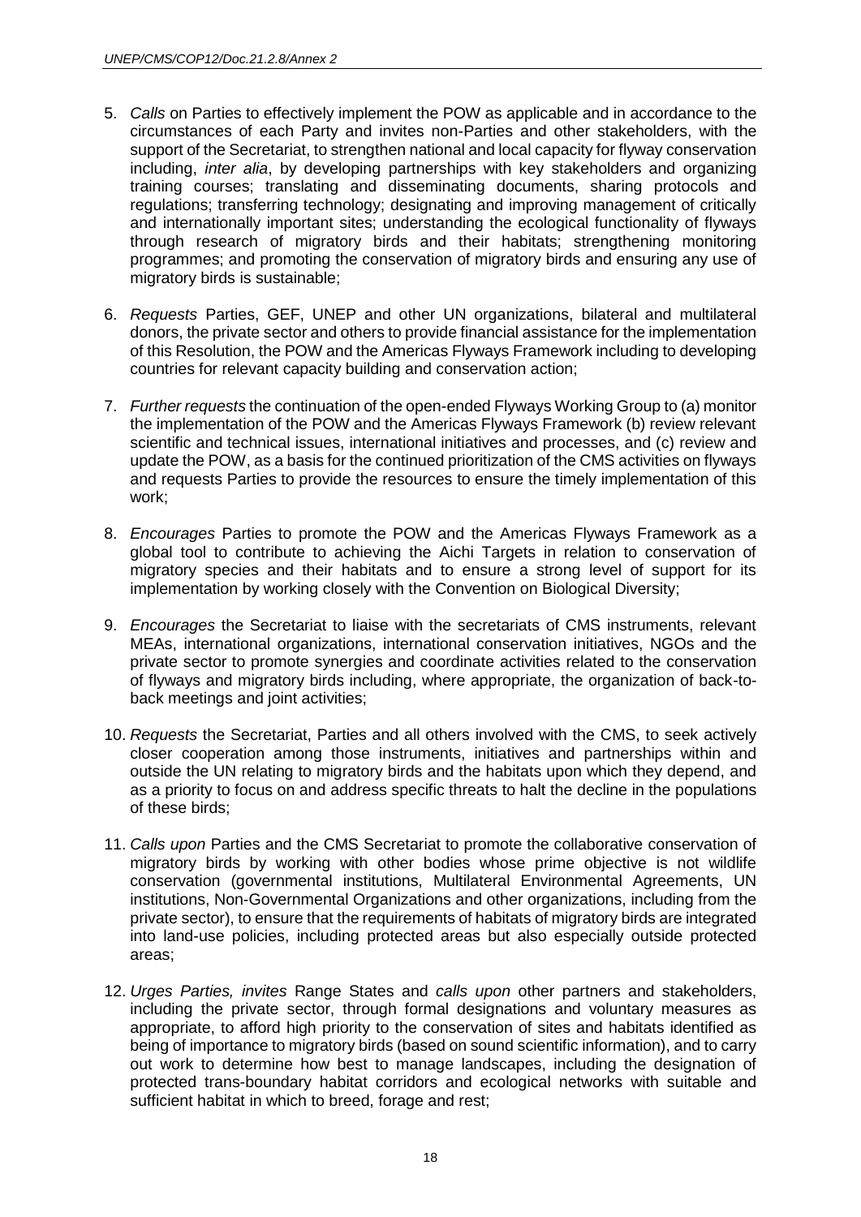5. *Calls* on Parties to effectively implement the POW as applicable and in accordance to the circumstances of each Party and invites non-Parties and other stakeholders, with the support of the Secretariat, to strengthen national and local capacity for flyway conservation including, *inter alia*, by developing partnerships with key stakeholders and organizing training courses; translating and disseminating documents, sharing protocols and regulations; transferring technology; designating and improving management of critically and internationally important sites; understanding the ecological functionality of flyways through research of migratory birds and their habitats; strengthening monitoring programmes; and promoting the conservation of migratory birds and ensuring any use of migratory birds is sustainable;

6. *Requests* Parties, GEF, UNEP and other UN organizations, bilateral and multilateral donors, the private sector and others to provide financial assistance for the implementation of this Resolution, the POW and the Americas Flyways Framework including to developing countries for relevant capacity building and conservation action;

7. *Further requests* the continuation of the open-ended Flyways Working Group to (a) monitor the implementation of the POW and the Americas Flyways Framework (b) review relevant scientific and technical issues, international initiatives and processes, and (c) review and update the POW, as a basis for the continued prioritization of the CMS activities on flyways and requests Parties to provide the resources to ensure the timely implementation of this work;

8. *Encourages* Parties to promote the POW and the Americas Flyways Framework as a global tool to contribute to achieving the Aichi Targets in relation to conservation of migratory species and their habitats and to ensure a strong level of support for its implementation by working closely with the Convention on Biological Diversity;

9. *Encourages* the Secretariat to liaise with the secretariats of CMS instruments, relevant MEAs, international organizations, international conservation initiatives, NGOs and the private sector to promote synergies and coordinate activities related to the conservation of flyways and migratory birds including, where appropriate, the organization of back-to-back meetings and joint activities;

10. *Requests* the Secretariat, Parties and all others involved with the CMS, to seek actively closer cooperation among those instruments, initiatives and partnerships within and outside the UN relating to migratory birds and the habitats upon which they depend, and as a priority to focus on and address specific threats to halt the decline in the populations of these birds;

11. *Calls upon* Parties and the CMS Secretariat to promote the collaborative conservation of migratory birds by working with other bodies whose prime objective is not wildlife conservation (governmental institutions, Multilateral Environmental Agreements, UN institutions, Non-Governmental Organizations and other organizations, including from the private sector), to ensure that the requirements of habitats of migratory birds are integrated into land-use policies, including protected areas but also especially outside protected areas;

12. *Urges Parties, invites* Range States and *calls upon* other partners and stakeholders, including the private sector, through formal designations and voluntary measures as appropriate, to afford high priority to the conservation of sites and habitats identified as being of importance to migratory birds (based on sound scientific information), and to carry out work to determine how best to manage landscapes, including the designation of protected trans-boundary habitat corridors and ecological networks with suitable and sufficient habitat in which to breed, forage and rest;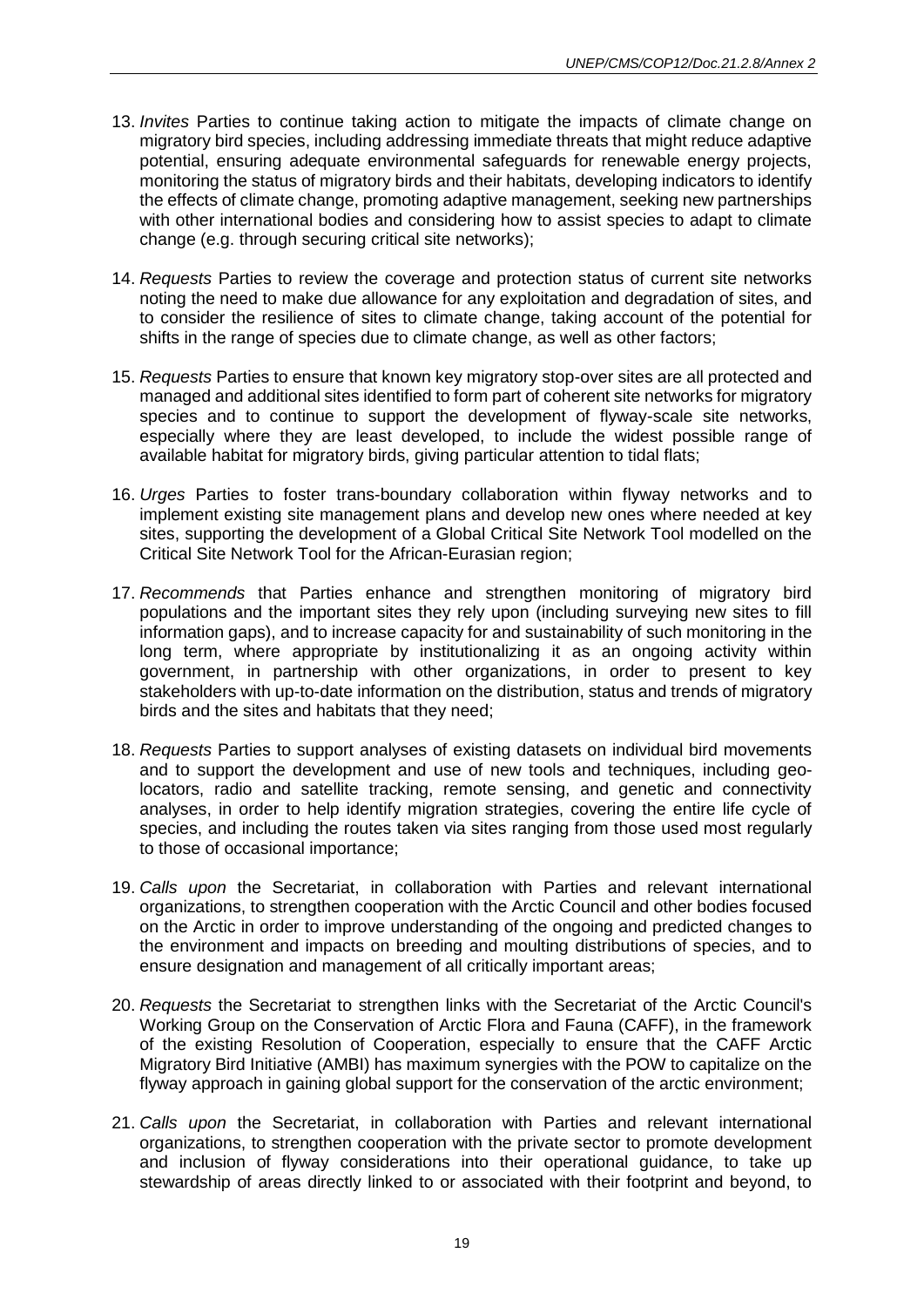13. *Invites* Parties to continue taking action to mitigate the impacts of climate change on migratory bird species, including addressing immediate threats that might reduce adaptive potential, ensuring adequate environmental safeguards for renewable energy projects, monitoring the status of migratory birds and their habitats, developing indicators to identify the effects of climate change, promoting adaptive management, seeking new partnerships with other international bodies and considering how to assist species to adapt to climate change (e.g. through securing critical site networks);

14. *Requests* Parties to review the coverage and protection status of current site networks noting the need to make due allowance for any exploitation and degradation of sites, and to consider the resilience of sites to climate change, taking account of the potential for shifts in the range of species due to climate change, as well as other factors;

15. *Requests* Parties to ensure that known key migratory stop-over sites are all protected and managed and additional sites identified to form part of coherent site networks for migratory species and to continue to support the development of flyway-scale site networks, especially where they are least developed, to include the widest possible range of available habitat for migratory birds, giving particular attention to tidal flats;

16. *Urges* Parties to foster trans-boundary collaboration within flyway networks and to implement existing site management plans and develop new ones where needed at key sites, supporting the development of a Global Critical Site Network Tool modelled on the Critical Site Network Tool for the African-Eurasian region;

17. *Recommends* that Parties enhance and strengthen monitoring of migratory bird populations and the important sites they rely upon (including surveying new sites to fill information gaps), and to increase capacity for and sustainability of such monitoring in the long term, where appropriate by institutionalizing it as an ongoing activity within government, in partnership with other organizations, in order to present to key stakeholders with up-to-date information on the distribution, status and trends of migratory birds and the sites and habitats that they need;

18. *Requests* Parties to support analyses of existing datasets on individual bird movements and to support the development and use of new tools and techniques, including geo-locators, radio and satellite tracking, remote sensing, and genetic and connectivity analyses, in order to help identify migration strategies, covering the entire life cycle of species, and including the routes taken via sites ranging from those used most regularly to those of occasional importance;

19. *Calls upon* the Secretariat, in collaboration with Parties and relevant international organizations, to strengthen cooperation with the Arctic Council and other bodies focused on the Arctic in order to improve understanding of the ongoing and predicted changes to the environment and impacts on breeding and moulting distributions of species, and to ensure designation and management of all critically important areas;

20. *Requests* the Secretariat to strengthen links with the Secretariat of the Arctic Council's Working Group on the Conservation of Arctic Flora and Fauna (CAFF), in the framework of the existing Resolution of Cooperation, especially to ensure that the CAFF Arctic Migratory Bird Initiative (AMBI) has maximum synergies with the POW to capitalize on the flyway approach in gaining global support for the conservation of the arctic environment;

21. *Calls upon* the Secretariat, in collaboration with Parties and relevant international organizations, to strengthen cooperation with the private sector to promote development and inclusion of flyway considerations into their operational guidance, to take up stewardship of areas directly linked to or associated with their footprint and beyond, to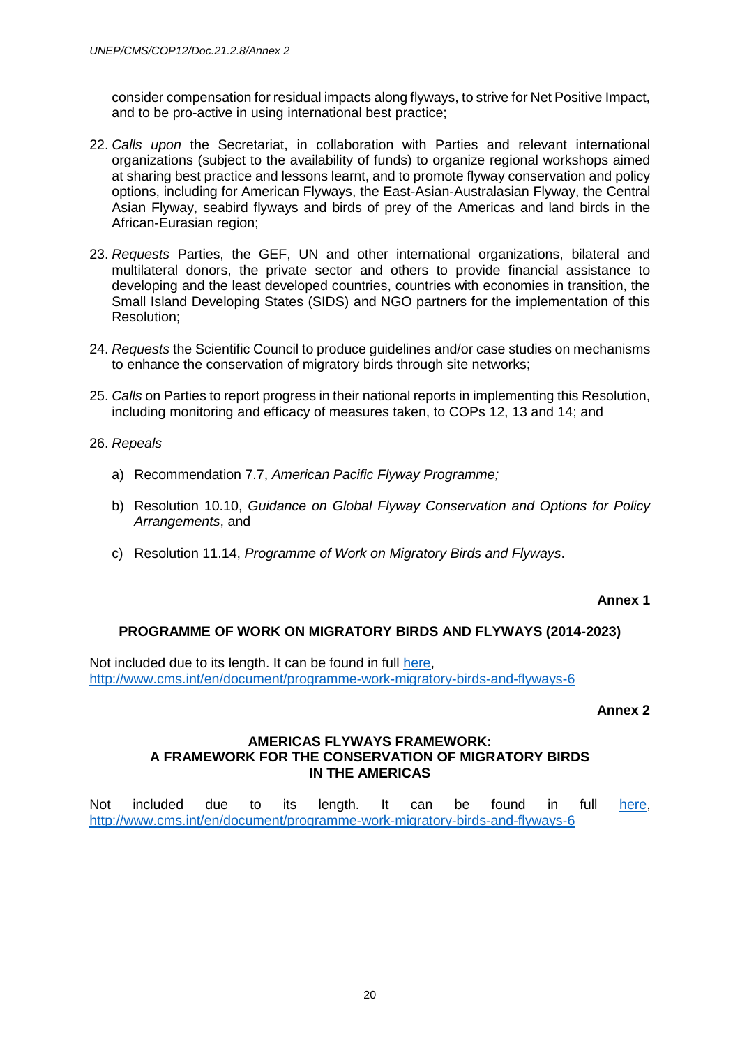consider compensation for residual impacts along flyways, to strive for Net Positive Impact, and to be pro-active in using international best practice;

22. *Calls upon* the Secretariat, in collaboration with Parties and relevant international organizations (subject to the availability of funds) to organize regional workshops aimed at sharing best practice and lessons learnt, and to promote flyway conservation and policy options, including for American Flyways, the East-Asian-Australasian Flyway, the Central Asian Flyway, seabird flyways and birds of prey of the Americas and land birds in the African-Eurasian region;

23. *Requests* Parties, the GEF, UN and other international organizations, bilateral and multilateral donors, the private sector and others to provide financial assistance to developing and the least developed countries, countries with economies in transition, the Small Island Developing States (SIDS) and NGO partners for the implementation of this Resolution;

24. *Requests* the Scientific Council to produce guidelines and/or case studies on mechanisms to enhance the conservation of migratory birds through site networks;

25. *Calls* on Parties to report progress in their national reports in implementing this Resolution, including monitoring and efficacy of measures taken, to COPs 12, 13 and 14; and

26. *Repeals*

    a) Recommendation 7.7, *American Pacific Flyway Programme;*

    b) Resolution 10.10, *Guidance on Global Flyway Conservation and Options for Policy Arrangements*, and

    c) Resolution 11.14, *Programme of Work on Migratory Birds and Flyways*.

**Annex 1**

## PROGRAMME OF WORK ON MIGRATORY BIRDS AND FLYWAYS (2014-2023)

Not included due to its length. It can be found in full [here](http://www.cms.int/en/document/programme-work-migratory-birds-and-flyways-6), http://www.cms.int/en/document/programme-work-migratory-birds-and-flyways-6

**Annex 2**

## AMERICAS FLYWAYS FRAMEWORK: A FRAMEWORK FOR THE CONSERVATION OF MIGRATORY BIRDS IN THE AMERICAS

Not included due to its length. It can be found in full [here](http://www.cms.int/en/document/programme-work-migratory-birds-and-flyways-6), http://www.cms.int/en/document/programme-work-migratory-birds-and-flyways-6